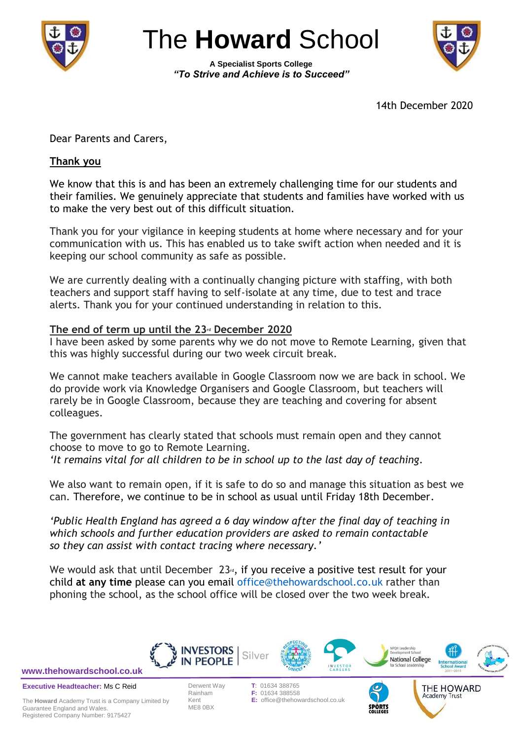# The **Howard** School

**A Specialist Sports College**
***"To Strive and Achieve is to Succeed"***

14th December 2020

Dear Parents and Carers,

**Thank you**

We know that this is and has been an extremely challenging time for our students and their families. We genuinely appreciate that students and families have worked with us to make the very best out of this difficult situation.

Thank you for your vigilance in keeping students at home where necessary and for your communication with us. This has enabled us to take swift action when needed and it is keeping our school community as safe as possible.

We are currently dealing with a continually changing picture with staffing, with both teachers and support staff having to self-isolate at any time, due to test and trace alerts. Thank you for your continued understanding in relation to this.

**The end of term up until the 23rd December 2020**

I have been asked by some parents why we do not move to Remote Learning, given that this was highly successful during our two week circuit break.

We cannot make teachers available in Google Classroom now we are back in school. We do provide work via Knowledge Organisers and Google Classroom, but teachers will rarely be in Google Classroom, because they are teaching and covering for absent colleagues.

The government has clearly stated that schools must remain open and they cannot choose to move to go to Remote Learning.
*'It remains vital for all children to be in school up to the last day of teaching.*

We also want to remain open, if it is safe to do so and manage this situation as best we can. Therefore, we continue to be in school as usual until Friday 18th December.

*'Public Health England has agreed a 6 day window after the final day of teaching in which schools and further education providers are asked to remain contactable so they can assist with contact tracing where necessary.'*

We would ask that until December 23rd, if you receive a positive test result for your child **at any time** please can you email office@thehowardschool.co.uk rather than phoning the school, as the school office will be closed over the two week break.

www.thehowardschool.co.uk

**Executive Headteacher:** Ms C Reid

The **Howard** Academy Trust is a Company Limited by Guarantee England and Wales.
Registered Company Number: 9175427

Derwent Way
Rainham
Kent
ME8 0BX

**T:** 01634 388765
**F:** 01634 388558
**E:** office@thehowardschool.co.uk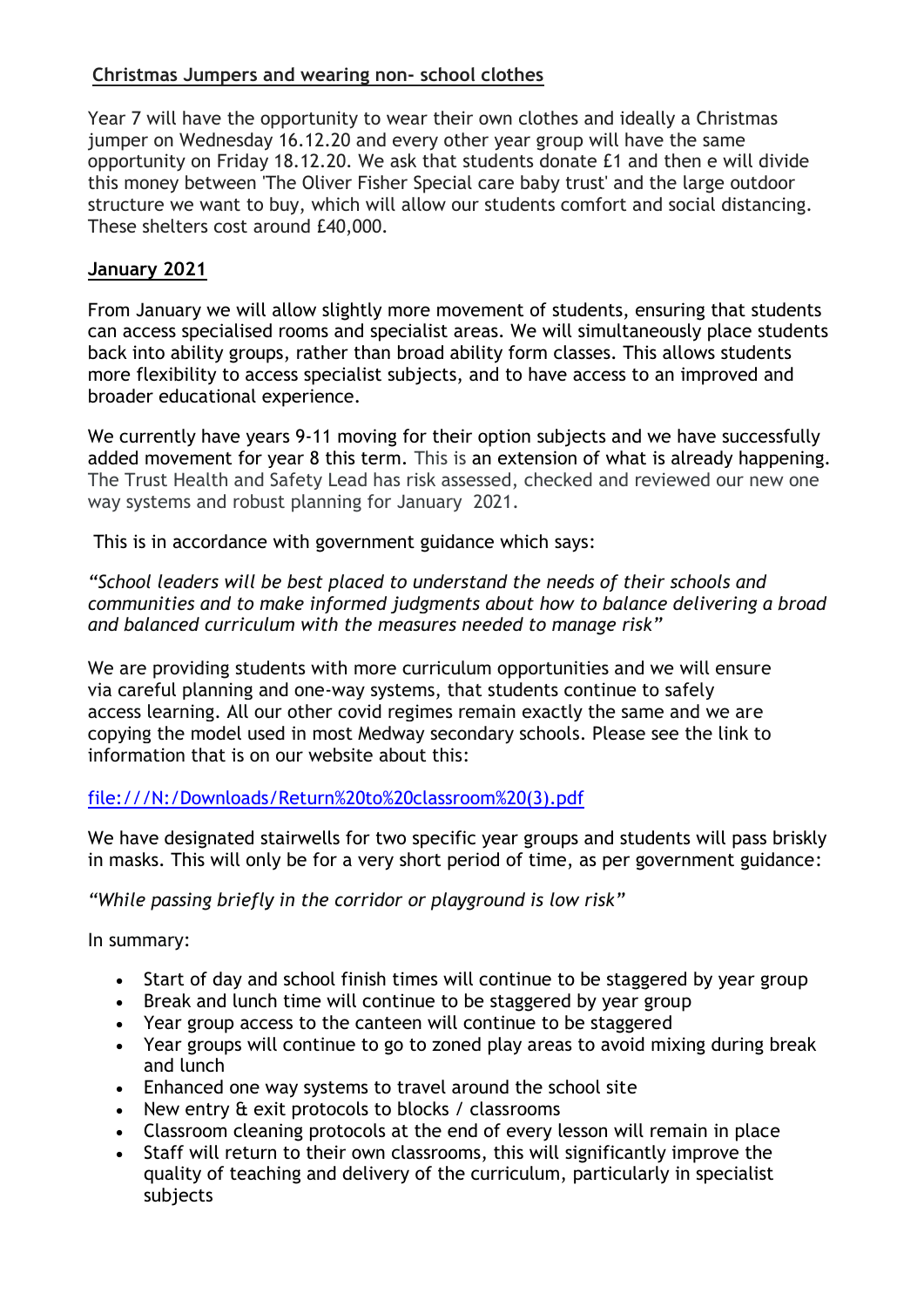**Christmas Jumpers and wearing non- school clothes**

Year 7 will have the opportunity to wear their own clothes and ideally a Christmas jumper on Wednesday 16.12.20 and every other year group will have the same opportunity on Friday 18.12.20. We ask that students donate £1 and then e will divide this money between 'The Oliver Fisher Special care baby trust' and the large outdoor structure we want to buy, which will allow our students comfort and social distancing. These shelters cost around £40,000.

**January 2021**

From January we will allow slightly more movement of students, ensuring that students can access specialised rooms and specialist areas. We will simultaneously place students back into ability groups, rather than broad ability form classes. This allows students more flexibility to access specialist subjects, and to have access to an improved and broader educational experience.

We currently have years 9-11 moving for their option subjects and we have successfully added movement for year 8 this term. This is an extension of what is already happening. The Trust Health and Safety Lead has risk assessed, checked and reviewed our new one way systems and robust planning for January 2021.

This is in accordance with government guidance which says:

*"School leaders will be best placed to understand the needs of their schools and communities and to make informed judgments about how to balance delivering a broad and balanced curriculum with the measures needed to manage risk"*

We are providing students with more curriculum opportunities and we will ensure via careful planning and one-way systems, that students continue to safely access learning. All our other covid regimes remain exactly the same and we are copying the model used in most Medway secondary schools. Please see the link to information that is on our website about this:

[file:///N:/Downloads/Return%20to%20classroom%20(3).pdf](file:///N:/Downloads/Return%20to%20classroom%20(3).pdf)

We have designated stairwells for two specific year groups and students will pass briskly in masks. This will only be for a very short period of time, as per government guidance:

*"While passing briefly in the corridor or playground is low risk"*

In summary:

- Start of day and school finish times will continue to be staggered by year group
- Break and lunch time will continue to be staggered by year group
- Year group access to the canteen will continue to be staggered
- Year groups will continue to go to zoned play areas to avoid mixing during break and lunch
- Enhanced one way systems to travel around the school site
- New entry & exit protocols to blocks / classrooms
- Classroom cleaning protocols at the end of every lesson will remain in place
- Staff will return to their own classrooms, this will significantly improve the quality of teaching and delivery of the curriculum, particularly in specialist subjects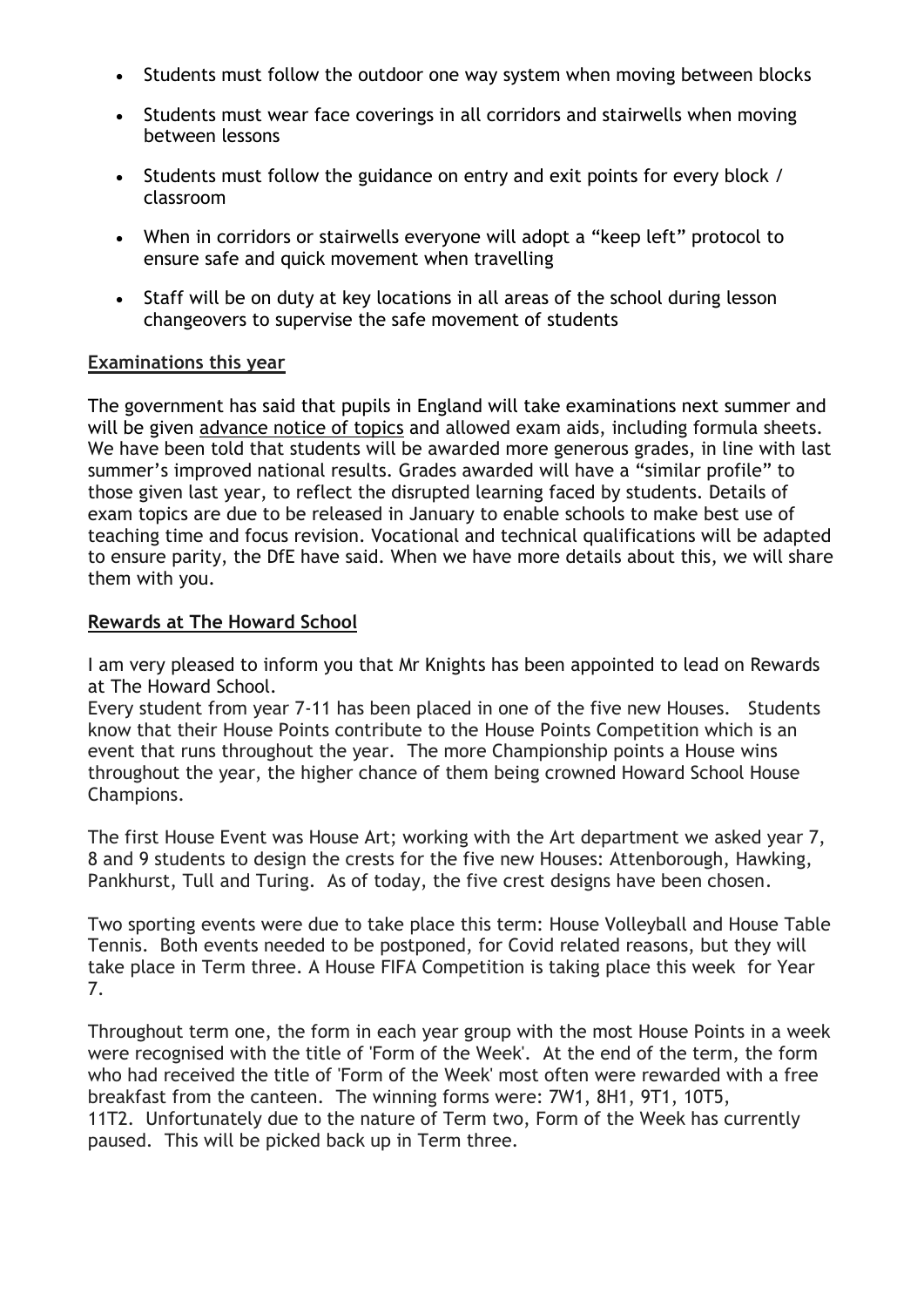- Students must follow the outdoor one way system when moving between blocks
- Students must wear face coverings in all corridors and stairwells when moving between lessons
- Students must follow the guidance on entry and exit points for every block / classroom
- When in corridors or stairwells everyone will adopt a "keep left" protocol to ensure safe and quick movement when travelling
- Staff will be on duty at key locations in all areas of the school during lesson changeovers to supervise the safe movement of students

## Examinations this year

The government has said that pupils in England will take examinations next summer and will be given advance notice of topics and allowed exam aids, including formula sheets. We have been told that students will be awarded more generous grades, in line with last summer's improved national results. Grades awarded will have a "similar profile" to those given last year, to reflect the disrupted learning faced by students. Details of exam topics are due to be released in January to enable schools to make best use of teaching time and focus revision. Vocational and technical qualifications will be adapted to ensure parity, the DfE have said. When we have more details about this, we will share them with you.

## Rewards at The Howard School

I am very pleased to inform you that Mr Knights has been appointed to lead on Rewards at The Howard School.
Every student from year 7-11 has been placed in one of the five new Houses. Students know that their House Points contribute to the House Points Competition which is an event that runs throughout the year. The more Championship points a House wins throughout the year, the higher chance of them being crowned Howard School House Champions.

The first House Event was House Art; working with the Art department we asked year 7, 8 and 9 students to design the crests for the five new Houses: Attenborough, Hawking, Pankhurst, Tull and Turing. As of today, the five crest designs have been chosen.

Two sporting events were due to take place this term: House Volleyball and House Table Tennis. Both events needed to be postponed, for Covid related reasons, but they will take place in Term three. A House FIFA Competition is taking place this week for Year 7.

Throughout term one, the form in each year group with the most House Points in a week were recognised with the title of 'Form of the Week'. At the end of the term, the form who had received the title of 'Form of the Week' most often were rewarded with a free breakfast from the canteen. The winning forms were: 7W1, 8H1, 9T1, 10T5, 11T2. Unfortunately due to the nature of Term two, Form of the Week has currently paused. This will be picked back up in Term three.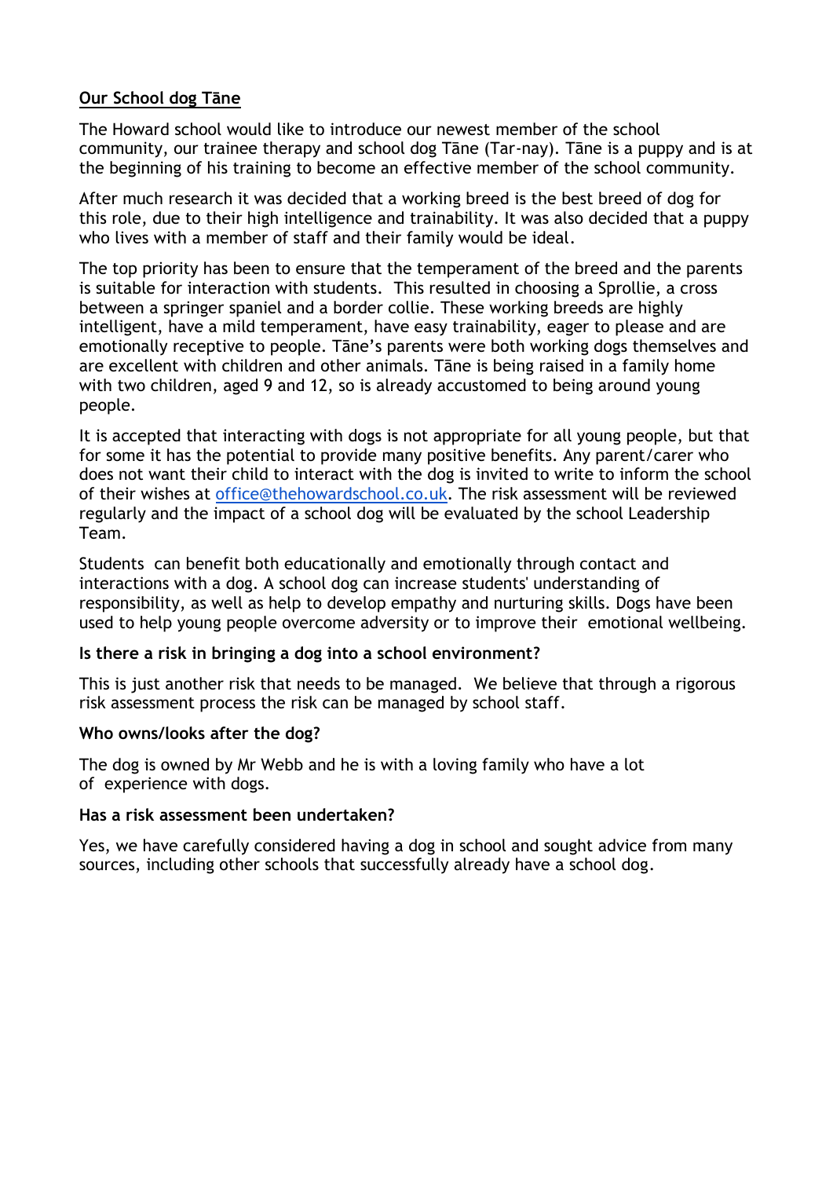## Our School dog Tāne

The Howard school would like to introduce our newest member of the school community, our trainee therapy and school dog Tāne (Tar-nay). Tāne is a puppy and is at the beginning of his training to become an effective member of the school community.

After much research it was decided that a working breed is the best breed of dog for this role, due to their high intelligence and trainability. It was also decided that a puppy who lives with a member of staff and their family would be ideal.

The top priority has been to ensure that the temperament of the breed and the parents is suitable for interaction with students. This resulted in choosing a Sprollie, a cross between a springer spaniel and a border collie. These working breeds are highly intelligent, have a mild temperament, have easy trainability, eager to please and are emotionally receptive to people. Tāne's parents were both working dogs themselves and are excellent with children and other animals. Tāne is being raised in a family home with two children, aged 9 and 12, so is already accustomed to being around young people.

It is accepted that interacting with dogs is not appropriate for all young people, but that for some it has the potential to provide many positive benefits. Any parent/carer who does not want their child to interact with the dog is invited to write to inform the school of their wishes at office@thehowardschool.co.uk. The risk assessment will be reviewed regularly and the impact of a school dog will be evaluated by the school Leadership Team.

Students can benefit both educationally and emotionally through contact and interactions with a dog. A school dog can increase students' understanding of responsibility, as well as help to develop empathy and nurturing skills. Dogs have been used to help young people overcome adversity or to improve their emotional wellbeing.

**Is there a risk in bringing a dog into a school environment?**

This is just another risk that needs to be managed. We believe that through a rigorous risk assessment process the risk can be managed by school staff.

**Who owns/looks after the dog?**

The dog is owned by Mr Webb and he is with a loving family who have a lot of experience with dogs.

**Has a risk assessment been undertaken?**

Yes, we have carefully considered having a dog in school and sought advice from many sources, including other schools that successfully already have a school dog.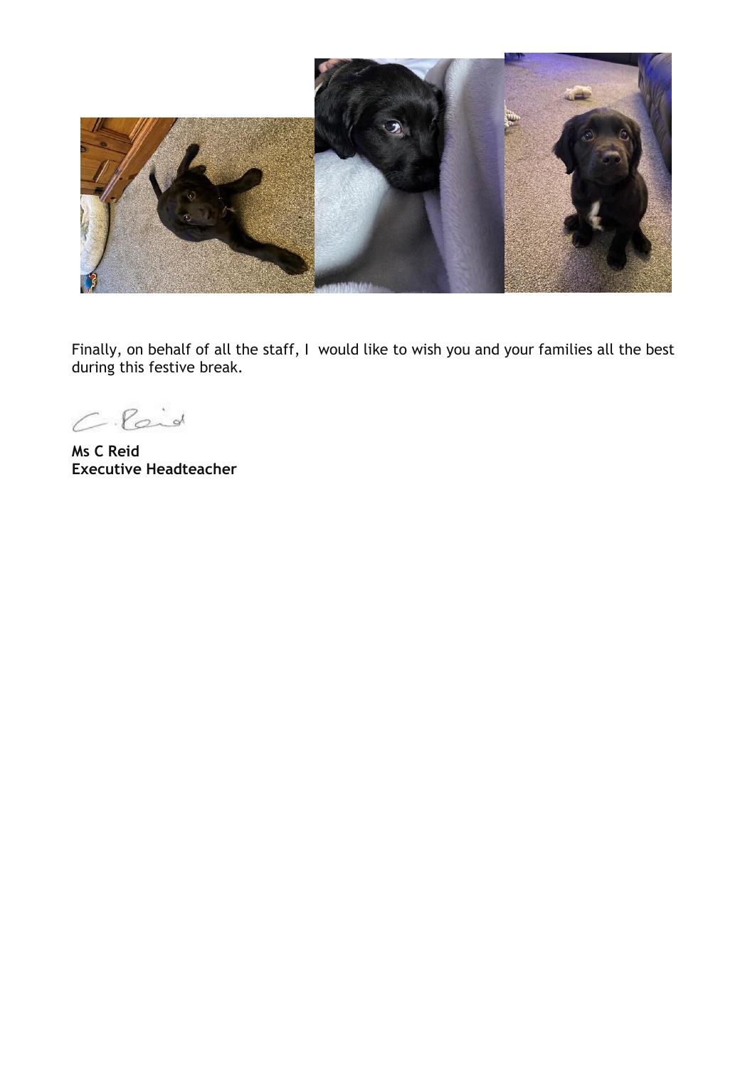Finally, on behalf of all the staff, I would like to wish you and your families all the best during this festive break.

C. Reid

**Ms C Reid**
**Executive Headteacher**